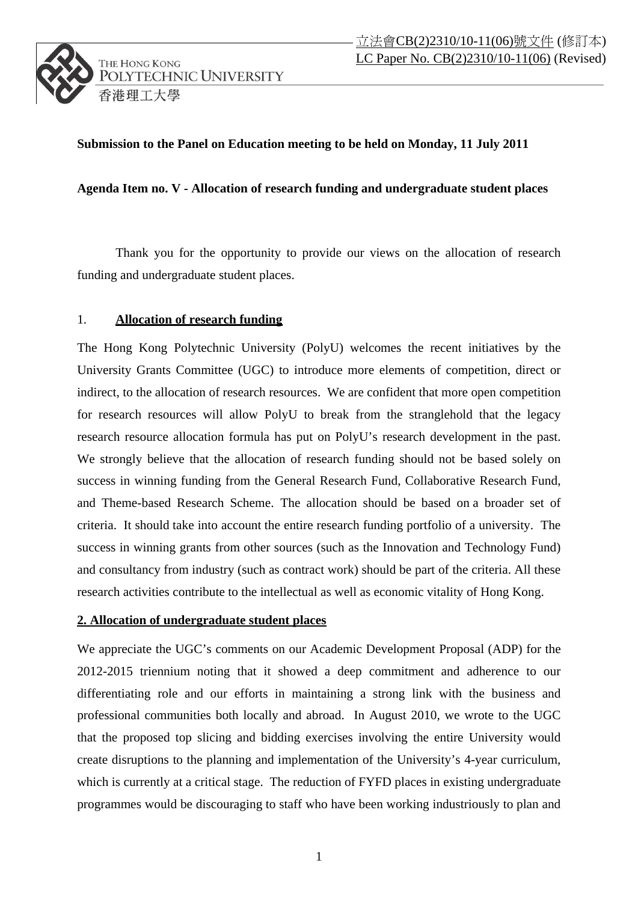立法會CB(2)2310/10-11(06)號文件 (修訂本)
LC Paper No. CB(2)2310/10-11(06) (Revised)

THE HONG KONG POLYTECHNIC UNIVERSITY
香港理工大學

**Submission to the Panel on Education meeting to be held on Monday, 11 July 2011**

**Agenda Item no. V - Allocation of research funding and undergraduate student places**

Thank you for the opportunity to provide our views on the allocation of research funding and undergraduate student places.

## 1. Allocation of research funding

The Hong Kong Polytechnic University (PolyU) welcomes the recent initiatives by the University Grants Committee (UGC) to introduce more elements of competition, direct or indirect, to the allocation of research resources. We are confident that more open competition for research resources will allow PolyU to break from the stranglehold that the legacy research resource allocation formula has put on PolyU's research development in the past. We strongly believe that the allocation of research funding should not be based solely on success in winning funding from the General Research Fund, Collaborative Research Fund, and Theme-based Research Scheme. The allocation should be based on a broader set of criteria. It should take into account the entire research funding portfolio of a university. The success in winning grants from other sources (such as the Innovation and Technology Fund) and consultancy from industry (such as contract work) should be part of the criteria. All these research activities contribute to the intellectual as well as economic vitality of Hong Kong.

## 2. Allocation of undergraduate student places

We appreciate the UGC's comments on our Academic Development Proposal (ADP) for the 2012-2015 triennium noting that it showed a deep commitment and adherence to our differentiating role and our efforts in maintaining a strong link with the business and professional communities both locally and abroad. In August 2010, we wrote to the UGC that the proposed top slicing and bidding exercises involving the entire University would create disruptions to the planning and implementation of the University's 4-year curriculum, which is currently at a critical stage. The reduction of FYFD places in existing undergraduate programmes would be discouraging to staff who have been working industriously to plan and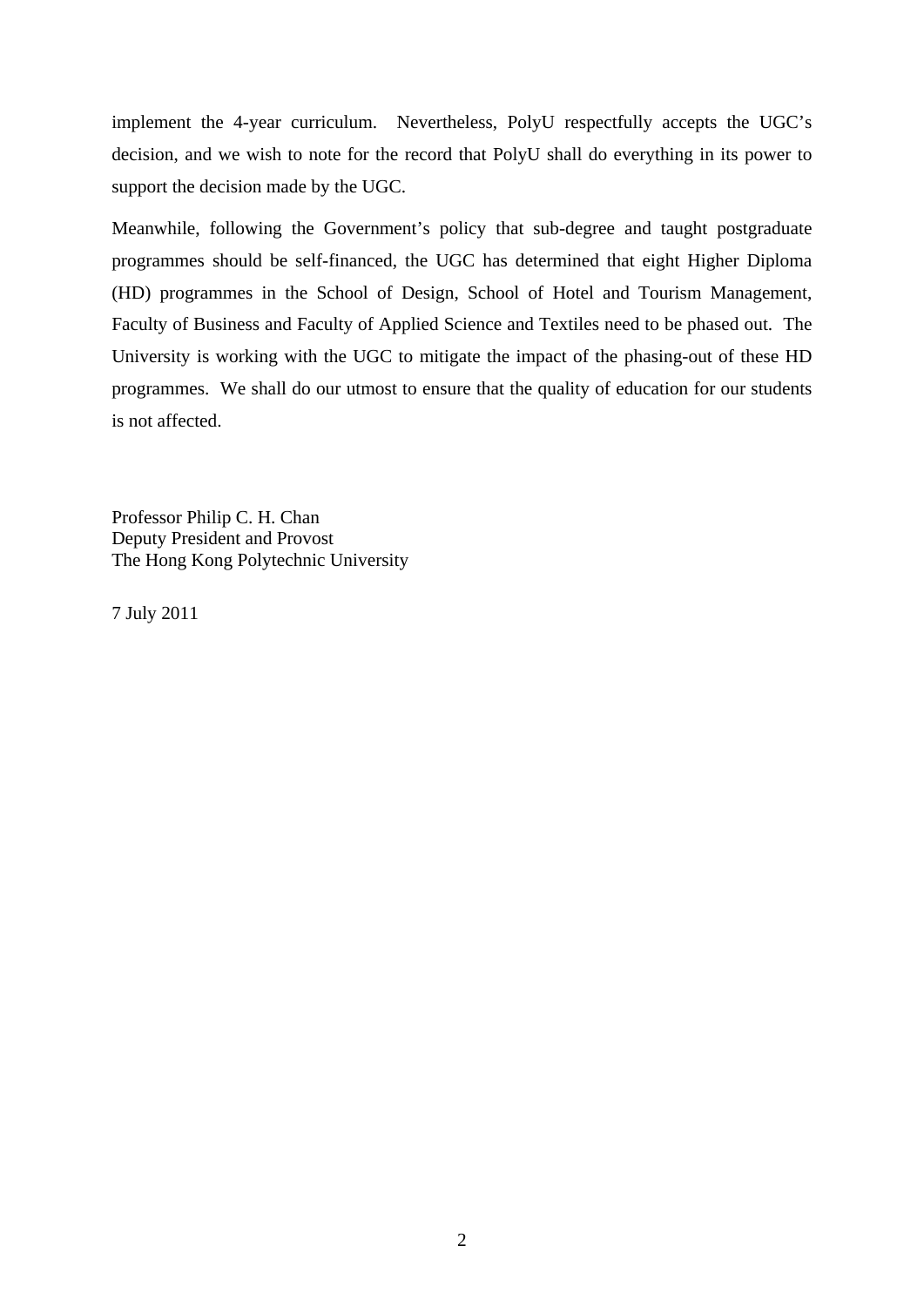implement the 4-year curriculum. Nevertheless, PolyU respectfully accepts the UGC's decision, and we wish to note for the record that PolyU shall do everything in its power to support the decision made by the UGC.

Meanwhile, following the Government's policy that sub-degree and taught postgraduate programmes should be self-financed, the UGC has determined that eight Higher Diploma (HD) programmes in the School of Design, School of Hotel and Tourism Management, Faculty of Business and Faculty of Applied Science and Textiles need to be phased out. The University is working with the UGC to mitigate the impact of the phasing-out of these HD programmes. We shall do our utmost to ensure that the quality of education for our students is not affected.

Professor Philip C. H. Chan  
Deputy President and Provost  
The Hong Kong Polytechnic University

7 July 2011